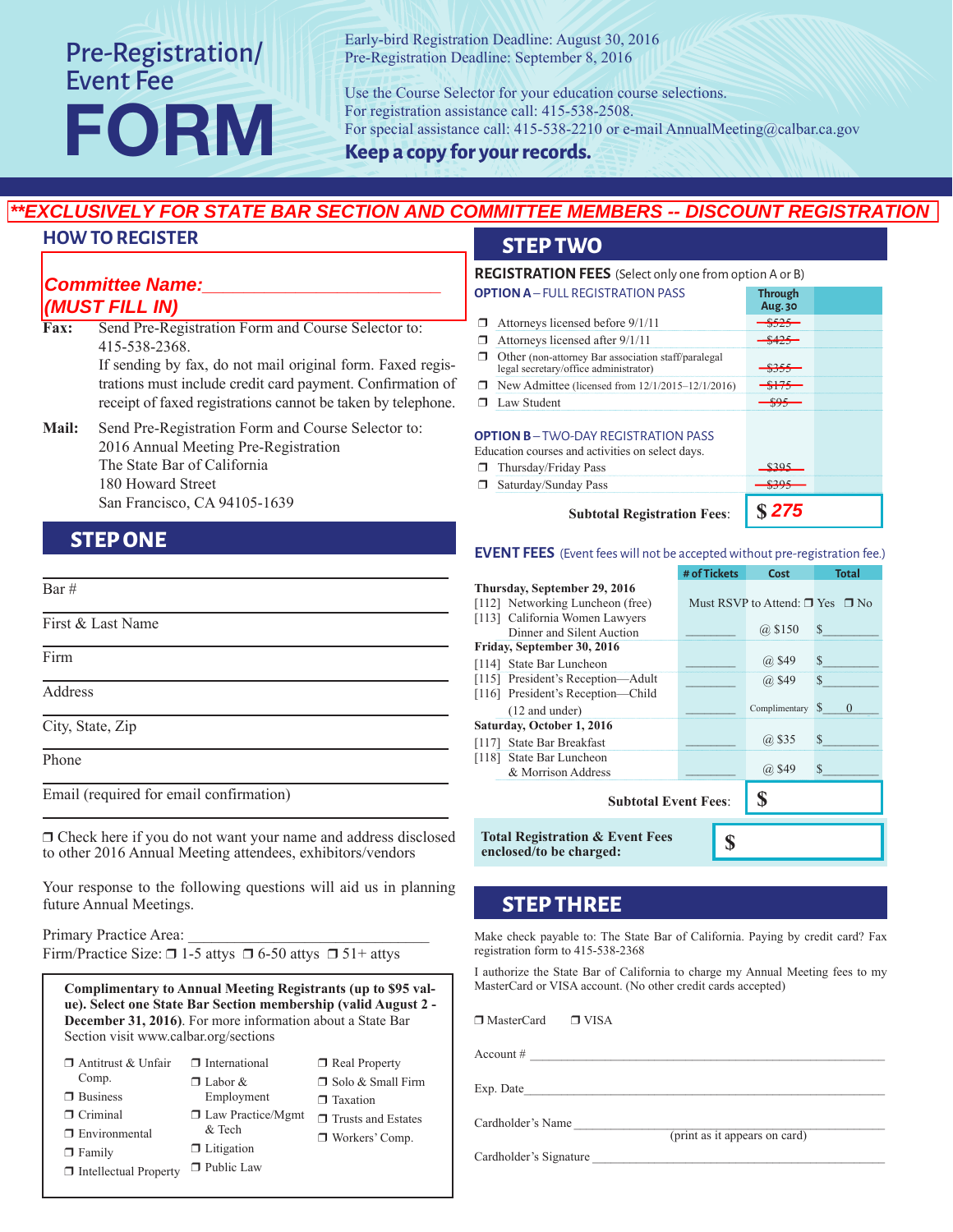# Pre-Registration/ Event Fee FORM

Early-bird Registration Deadline: August 30, 2016
Pre-Registration Deadline: September 8, 2016

Use the Course Selector for your education course selections.
For registration assistance call: 415-538-2508.
For special assistance call: 415-538-2210 or e-mail AnnualMeeting@calbar.ca.gov

**Keep a copy for your records.**

***\*\*EXCLUSIVELY FOR STATE BAR SECTION AND COMMITTEE MEMBERS -- DISCOUNT REGISTRATION***

## HOW TO REGISTER

***Committee Name:___________________________***
***(MUST FILL IN)***

**Fax:** Send Pre-Registration Form and Course Selector to: 415-538-2368.
If sending by fax, do not mail original form. Faxed registrations must include credit card payment. Confirmation of receipt of faxed registrations cannot be taken by telephone.

**Mail:** Send Pre-Registration Form and Course Selector to:
2016 Annual Meeting Pre-Registration
The State Bar of California
180 Howard Street
San Francisco, CA 94105-1639

## STEP ONE

Bar # ______________________

First & Last Name ______________________

Firm ______________________

Address ______________________

City, State, Zip ______________________

Phone ______________________

Email (required for email confirmation) ______________________

❒ Check here if you do not want your name and address disclosed to other 2016 Annual Meeting attendees, exhibitors/vendors

Your response to the following questions will aid us in planning future Annual Meetings.

Primary Practice Area: ______________________________
Firm/Practice Size: ❒ 1-5 attys ❒ 6-50 attys ❒ 51+ attys

**Complimentary to Annual Meeting Registrants (up to $95 value). Select one State Bar Section membership (valid August 2 - December 31, 2016)**. For more information about a State Bar Section visit www.calbar.org/sections

- ❒ Antitrust & Unfair Comp.
- ❒ Business
- ❒ Criminal
- ❒ Environmental
- ❒ Family
- ❒ Intellectual Property
- ❒ International
- ❒ Labor & Employment
- ❒ Law Practice/Mgmt & Tech
- ❒ Litigation
- ❒ Public Law
- ❒ Real Property
- ❒ Solo & Small Firm
- ❒ Taxation
- ❒ Trusts and Estates
- ❒ Workers' Comp.

## STEP TWO

**REGISTRATION FEES** (Select only one from option A or B)

| | Through Aug. 30 | |
|---|---|---|
| **OPTION A** – FULL REGISTRATION PASS | | |
| ❒ Attorneys licensed before 9/1/11 | ~~$525~~ | |
| ❒ Attorneys licensed after 9/1/11 | ~~$425~~ | |
| ❒ Other (non-attorney Bar association staff/paralegal legal secretary/office administrator) | ~~$355~~ | |
| ❒ New Admittee (licensed from 12/1/2015–12/1/2016) | ~~$175~~ | |
| ❒ Law Student | ~~$95~~ | |
| **OPTION B** – TWO-DAY REGISTRATION PASS<br>Education courses and activities on select days. | | |
| ❒ Thursday/Friday Pass | ~~$395~~ | |
| ❒ Saturday/Sunday Pass | ~~$395~~ | |
| **Subtotal Registration Fees:** | ***$ 275*** | |

**EVENT FEES** (Event fees will not be accepted without pre-registration fee.)

| | # of Tickets | Cost | Total |
|---|---|---|---|
| **Thursday, September 29, 2016** | | | |
| [112] Networking Luncheon (free) | Must RSVP to Attend: ❒ Yes ❒ No | | |
| [113] California Women Lawyers Dinner and Silent Auction | ______ | @ $150 | $______ |
| **Friday, September 30, 2016** | | | |
| [114] State Bar Luncheon | ______ | @ $49 | $______ |
| [115] President's Reception—Adult | ______ | @ $49 | $______ |
| [116] President's Reception—Child (12 and under) | ______ | Complimentary | $ 0 |
| **Saturday, October 1, 2016** | | | |
| [117] State Bar Breakfast | ______ | @ $35 | $______ |
| [118] State Bar Luncheon & Morrison Address | ______ | @ $49 | $______ |
| **Subtotal Event Fees:** | | | $ |

**Total Registration & Event Fees enclosed/to be charged:** $

## STEP THREE

Make check payable to: The State Bar of California. Paying by credit card? Fax registration form to 415-538-2368

I authorize the State Bar of California to charge my Annual Meeting fees to my MasterCard or VISA account. (No other credit cards accepted)

❒ MasterCard ❒ VISA

Account # ______________________

Exp. Date ______________________

Cardholder's Name ______________________
(print as it appears on card)

Cardholder's Signature ______________________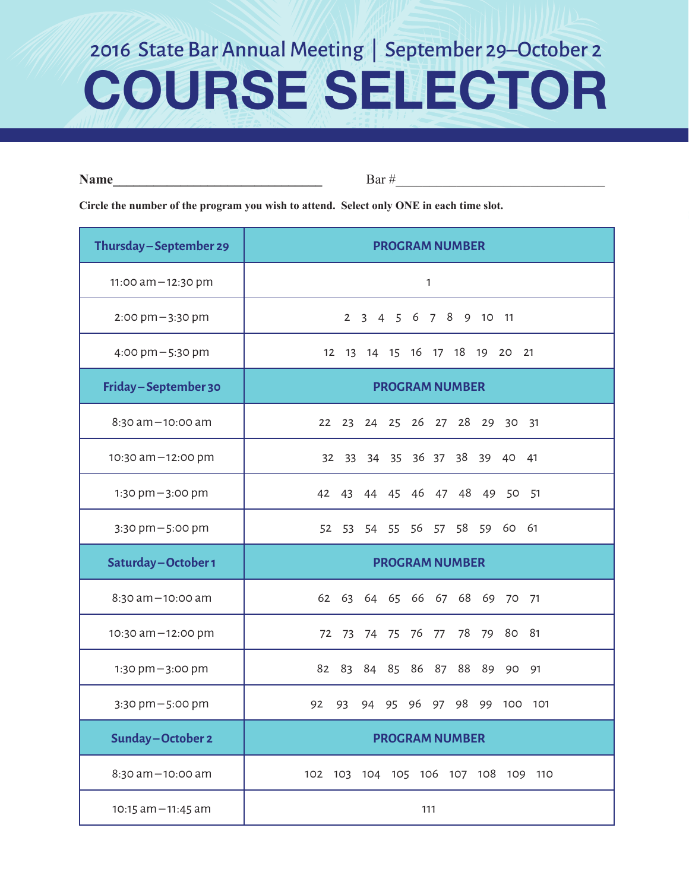2016 State Bar Annual Meeting | September 29–October 2

# COURSE SELECTOR

**Name**_______________________________ Bar #_______________________________

**Circle the number of the program you wish to attend. Select only ONE in each time slot.**

| Thursday – September 29 | PROGRAM NUMBER |
|---|---|
| 11:00 am – 12:30 pm | 1 |
| 2:00 pm – 3:30 pm | 2 3 4 5 6 7 8 9 10 11 |
| 4:00 pm – 5:30 pm | 12 13 14 15 16 17 18 19 20 21 |
| **Friday – September 30** | **PROGRAM NUMBER** |
| 8:30 am – 10:00 am | 22 23 24 25 26 27 28 29 30 31 |
| 10:30 am – 12:00 pm | 32 33 34 35 36 37 38 39 40 41 |
| 1:30 pm – 3:00 pm | 42 43 44 45 46 47 48 49 50 51 |
| 3:30 pm – 5:00 pm | 52 53 54 55 56 57 58 59 60 61 |
| **Saturday – October 1** | **PROGRAM NUMBER** |
| 8:30 am – 10:00 am | 62 63 64 65 66 67 68 69 70 71 |
| 10:30 am – 12:00 pm | 72 73 74 75 76 77 78 79 80 81 |
| 1:30 pm – 3:00 pm | 82 83 84 85 86 87 88 89 90 91 |
| 3:30 pm – 5:00 pm | 92 93 94 95 96 97 98 99 100 101 |
| **Sunday – October 2** | **PROGRAM NUMBER** |
| 8:30 am – 10:00 am | 102 103 104 105 106 107 108 109 110 |
| 10:15 am – 11:45 am | 111 |